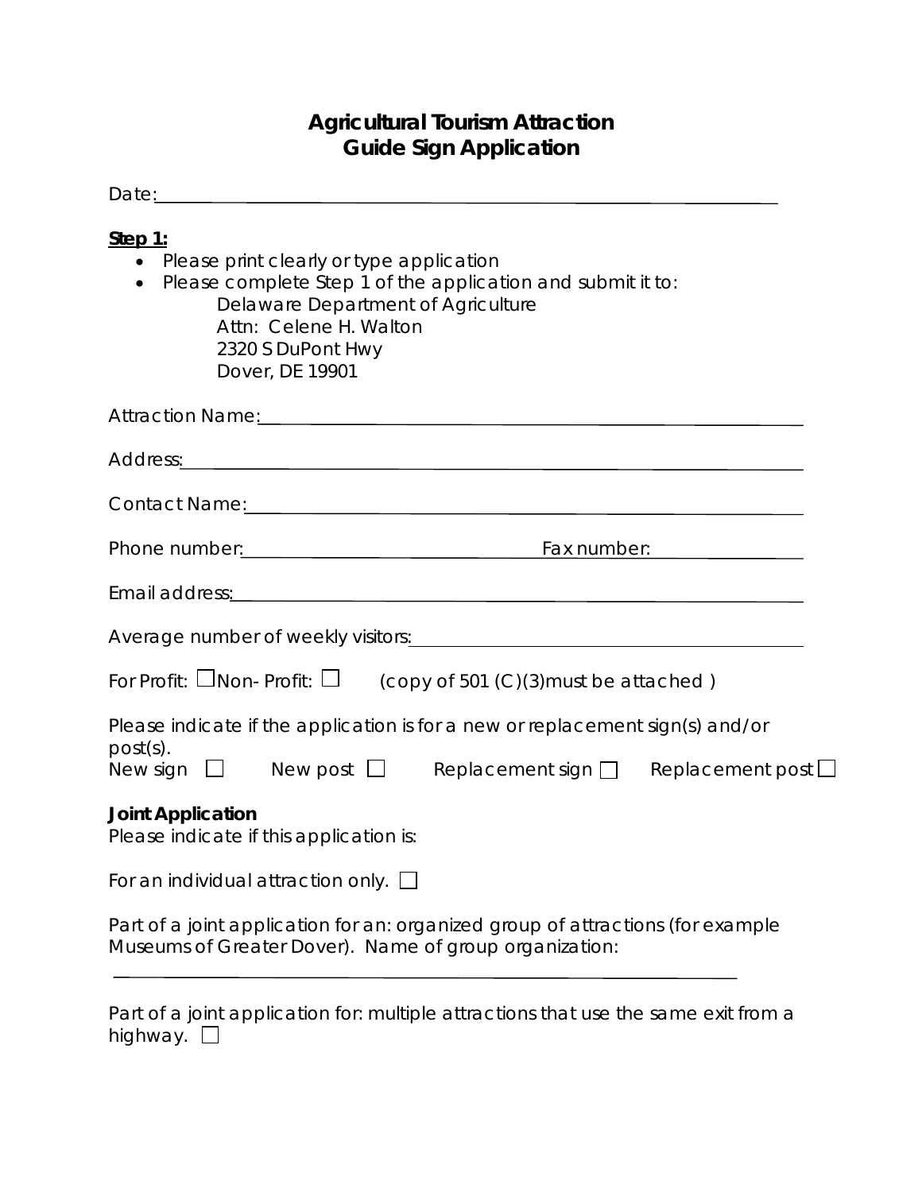# Agricultural Tourism Attraction
# Guide Sign Application

Date:\_\_\_\_\_\_\_\_\_\_\_\_\_\_\_\_\_\_\_\_\_\_\_\_\_\_\_\_\_\_\_\_\_\_\_\_\_\_\_\_\_\_\_\_\_\_\_\_\_\_\_\_\_\_

**Step 1:**

- Please print clearly or type application
- Please complete Step 1 of the application and submit it to:
  Delaware Department of Agriculture
  Attn: Celene H. Walton
  2320 S DuPont Hwy
  Dover, DE 19901

Attraction Name:\_\_\_\_\_\_\_\_\_\_\_\_\_\_\_\_\_\_\_\_\_\_\_\_\_\_\_\_\_\_\_\_\_\_\_\_\_\_\_\_\_\_\_\_\_\_\_\_\_\_

Address:\_\_\_\_\_\_\_\_\_\_\_\_\_\_\_\_\_\_\_\_\_\_\_\_\_\_\_\_\_\_\_\_\_\_\_\_\_\_\_\_\_\_\_\_\_\_\_\_\_\_\_\_\_\_\_\_

Contact Name:\_\_\_\_\_\_\_\_\_\_\_\_\_\_\_\_\_\_\_\_\_\_\_\_\_\_\_\_\_\_\_\_\_\_\_\_\_\_\_\_\_\_\_\_\_\_\_\_\_\_\_\_

Phone number:\_\_\_\_\_\_\_\_\_\_\_\_\_\_\_\_\_\_\_\_\_\_\_\_\_\_\_\_ Fax number:\_\_\_\_\_\_\_\_\_\_\_\_\_\_\_

Email address:\_\_\_\_\_\_\_\_\_\_\_\_\_\_\_\_\_\_\_\_\_\_\_\_\_\_\_\_\_\_\_\_\_\_\_\_\_\_\_\_\_\_\_\_\_\_\_\_\_\_\_\_

Average number of weekly visitors:\_\_\_\_\_\_\_\_\_\_\_\_\_\_\_\_\_\_\_\_\_\_\_\_\_\_\_\_\_\_\_\_\_\_\_\_

For Profit: ☐ Non- Profit: ☐ (copy of 501 (C)(3)must be attached )

Please indicate if the application is for a new or replacement sign(s) and/or post(s).
New sign ☐ New post ☐ Replacement sign ☐ Replacement post ☐

**Joint Application**
Please indicate if this application is:

For an individual attraction only. ☐

Part of a joint application for an: organized group of attractions (for example Museums of Greater Dover). Name of group organization:

\_\_\_\_\_\_\_\_\_\_\_\_\_\_\_\_\_\_\_\_\_\_\_\_\_\_\_\_\_\_\_\_\_\_\_\_\_\_\_\_\_\_\_\_\_\_\_\_\_\_\_\_\_\_\_\_\_\_\_\_

Part of a joint application for: multiple attractions that use the same exit from a highway. ☐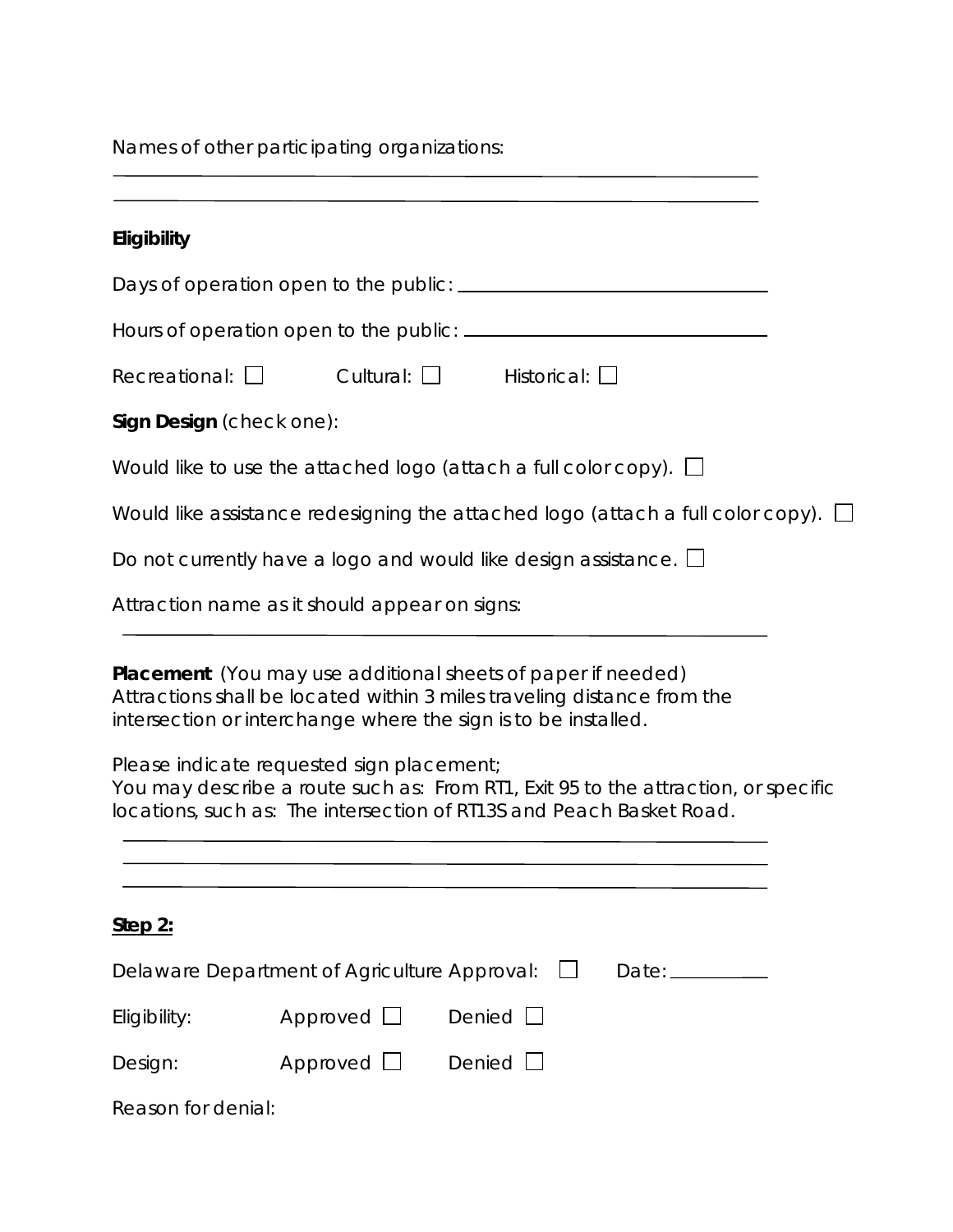Names of other participating organizations:

\_\_\_\_\_\_\_\_\_\_\_\_\_\_\_\_\_\_\_\_\_\_\_\_\_\_\_\_\_\_\_\_\_\_\_\_\_\_\_\_\_\_\_\_\_\_\_\_\_\_\_\_\_\_\_\_\_\_\_\_

\_\_\_\_\_\_\_\_\_\_\_\_\_\_\_\_\_\_\_\_\_\_\_\_\_\_\_\_\_\_\_\_\_\_\_\_\_\_\_\_\_\_\_\_\_\_\_\_\_\_\_\_\_\_\_\_\_\_\_\_

**Eligibility**

Days of operation open to the public: \_\_\_\_\_\_\_\_\_\_\_\_\_\_\_\_\_\_\_\_\_\_\_\_\_\_\_\_

Hours of operation open to the public: \_\_\_\_\_\_\_\_\_\_\_\_\_\_\_\_\_\_\_\_\_\_\_\_\_\_\_\_

Recreational: ☐ Cultural: ☐ Historical: ☐

**Sign Design** (check one):

Would like to use the attached logo (attach a full color copy). ☐

Would like assistance redesigning the attached logo (attach a full color copy). ☐

Do not currently have a logo and would like design assistance. ☐

Attraction name as it should appear on signs:

\_\_\_\_\_\_\_\_\_\_\_\_\_\_\_\_\_\_\_\_\_\_\_\_\_\_\_\_\_\_\_\_\_\_\_\_\_\_\_\_\_\_\_\_\_\_\_\_\_\_\_\_\_\_\_\_\_\_\_\_

**Placement** (You may use additional sheets of paper if needed)
Attractions shall be located within 3 miles traveling distance from the intersection or interchange where the sign is to be installed.

Please indicate requested sign placement;
You may describe a route such as: From RT1, Exit 95 to the attraction, or specific locations, such as: The intersection of RT13S and Peach Basket Road.

\_\_\_\_\_\_\_\_\_\_\_\_\_\_\_\_\_\_\_\_\_\_\_\_\_\_\_\_\_\_\_\_\_\_\_\_\_\_\_\_\_\_\_\_\_\_\_\_\_\_\_\_\_\_\_\_\_\_\_\_

\_\_\_\_\_\_\_\_\_\_\_\_\_\_\_\_\_\_\_\_\_\_\_\_\_\_\_\_\_\_\_\_\_\_\_\_\_\_\_\_\_\_\_\_\_\_\_\_\_\_\_\_\_\_\_\_\_\_\_\_

\_\_\_\_\_\_\_\_\_\_\_\_\_\_\_\_\_\_\_\_\_\_\_\_\_\_\_\_\_\_\_\_\_\_\_\_\_\_\_\_\_\_\_\_\_\_\_\_\_\_\_\_\_\_\_\_\_\_\_\_

**<u>Step 2:</u>**

Delaware Department of Agriculture Approval: ☐ Date: \_\_\_\_\_\_\_\_\_\_

Eligibility: Approved ☐ Denied ☐

Design: Approved ☐ Denied ☐

Reason for denial: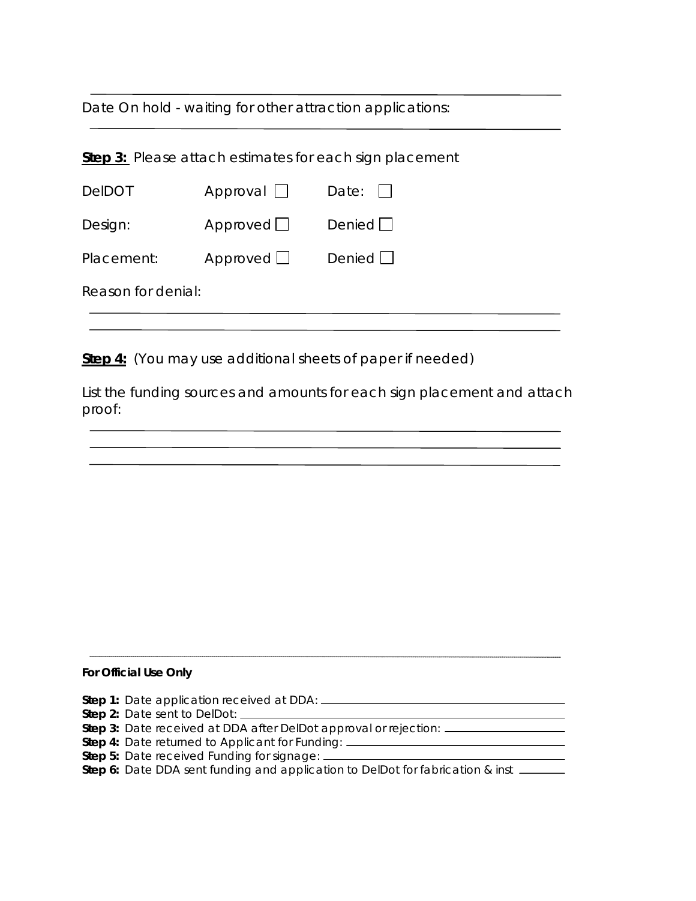Date On hold - waiting for other attraction applications:

______________________________________________

**Step 3:** Please attach estimates for each sign placement

DelDOT Approval ☐ Date: ☐

Design: Approved ☐ Denied ☐

Placement: Approved ☐ Denied ☐

Reason for denial:

______________________________________________

______________________________________________

**Step 4:** (You may use additional sheets of paper if needed)

List the funding sources and amounts for each sign placement and attach proof:

______________________________________________

______________________________________________

______________________________________________

---

***For Official Use Only***

**Step 1:** Date application received at DDA: ______________________

**Step 2:** Date sent to DelDot: ______________________

**Step 3:** Date received at DDA after DelDot approval or rejection: ______________________

**Step 4:** Date returned to Applicant for Funding: ______________________

**Step 5:** Date received Funding for signage: ______________________

**Step 6:** Date DDA sent funding and application to DelDot for fabrication & inst ________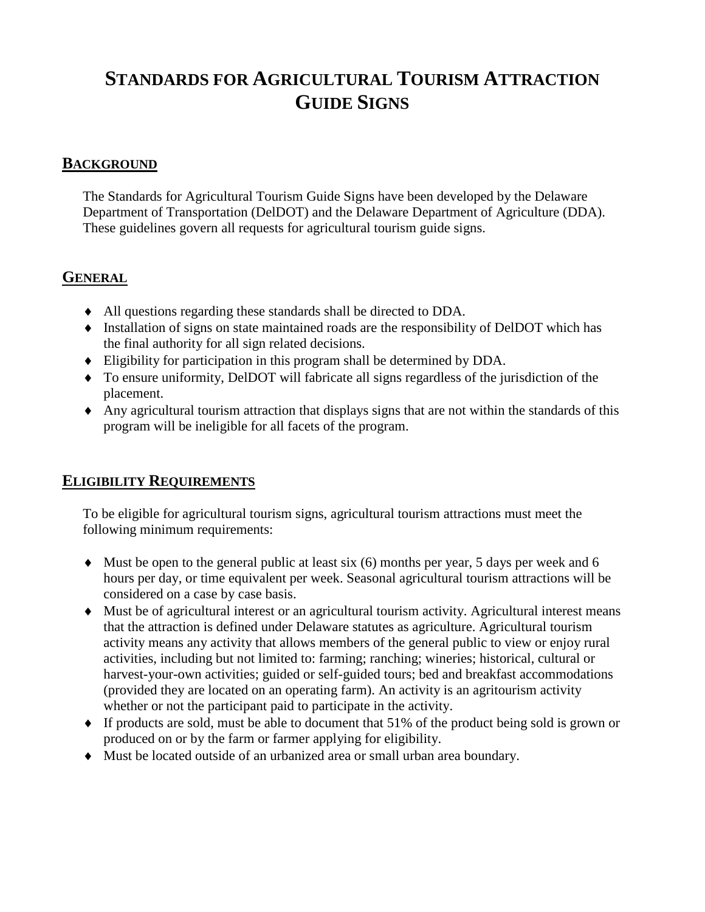# STANDARDS FOR AGRICULTURAL TOURISM ATTRACTION GUIDE SIGNS

## BACKGROUND

The Standards for Agricultural Tourism Guide Signs have been developed by the Delaware Department of Transportation (DelDOT) and the Delaware Department of Agriculture (DDA). These guidelines govern all requests for agricultural tourism guide signs.

## GENERAL

- All questions regarding these standards shall be directed to DDA.
- Installation of signs on state maintained roads are the responsibility of DelDOT which has the final authority for all sign related decisions.
- Eligibility for participation in this program shall be determined by DDA.
- To ensure uniformity, DelDOT will fabricate all signs regardless of the jurisdiction of the placement.
- Any agricultural tourism attraction that displays signs that are not within the standards of this program will be ineligible for all facets of the program.

## ELIGIBILITY REQUIREMENTS

To be eligible for agricultural tourism signs, agricultural tourism attractions must meet the following minimum requirements:

- Must be open to the general public at least six (6) months per year, 5 days per week and 6 hours per day, or time equivalent per week. Seasonal agricultural tourism attractions will be considered on a case by case basis.
- Must be of agricultural interest or an agricultural tourism activity. Agricultural interest means that the attraction is defined under Delaware statutes as agriculture. Agricultural tourism activity means any activity that allows members of the general public to view or enjoy rural activities, including but not limited to: farming; ranching; wineries; historical, cultural or harvest-your-own activities; guided or self-guided tours; bed and breakfast accommodations (provided they are located on an operating farm). An activity is an agritourism activity whether or not the participant paid to participate in the activity.
- If products are sold, must be able to document that 51% of the product being sold is grown or produced on or by the farm or farmer applying for eligibility.
- Must be located outside of an urbanized area or small urban area boundary.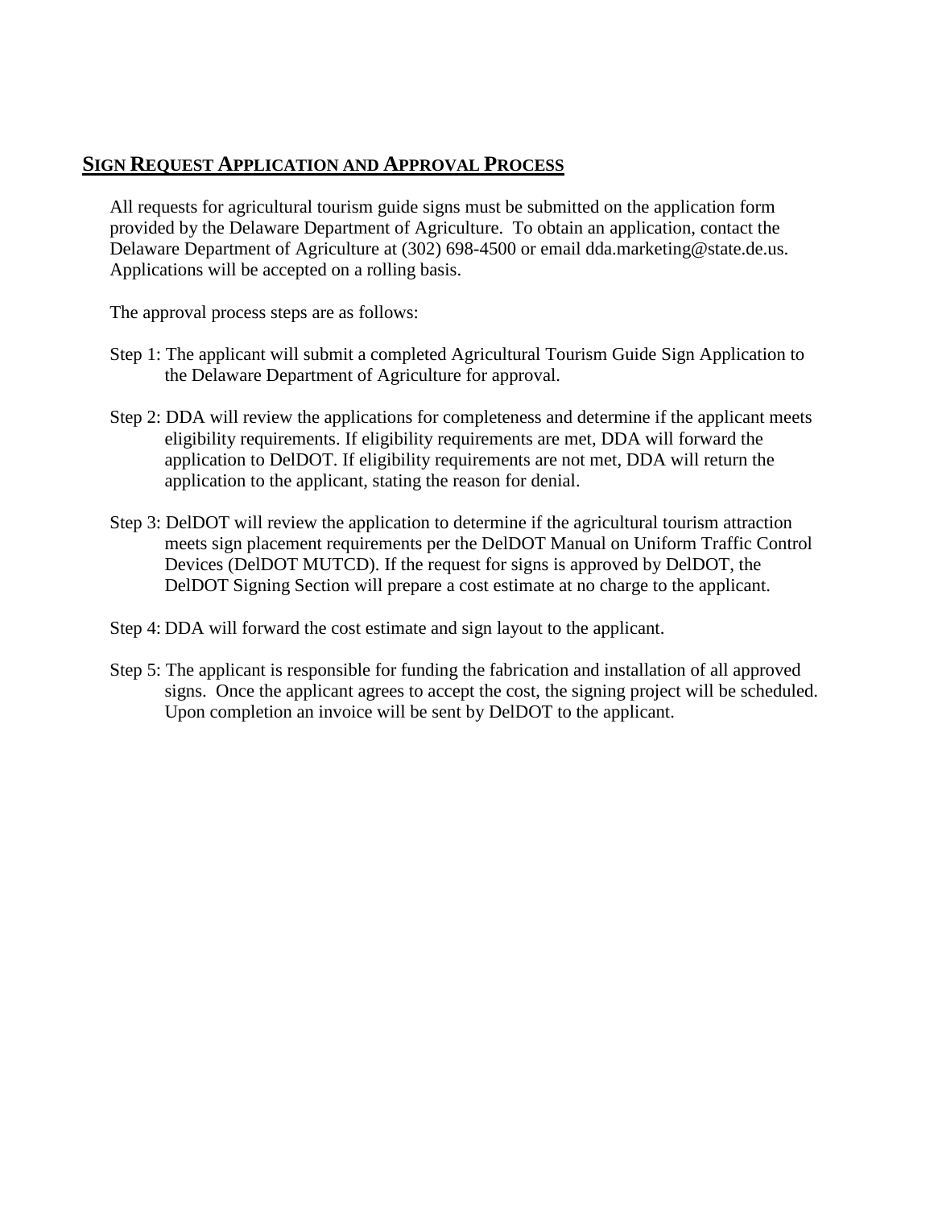## Sign Request Application and Approval Process

All requests for agricultural tourism guide signs must be submitted on the application form provided by the Delaware Department of Agriculture. To obtain an application, contact the Delaware Department of Agriculture at (302) 698-4500 or email dda.marketing@state.de.us. Applications will be accepted on a rolling basis.

The approval process steps are as follows:

Step 1: The applicant will submit a completed Agricultural Tourism Guide Sign Application to the Delaware Department of Agriculture for approval.

Step 2: DDA will review the applications for completeness and determine if the applicant meets eligibility requirements. If eligibility requirements are met, DDA will forward the application to DelDOT. If eligibility requirements are not met, DDA will return the application to the applicant, stating the reason for denial.

Step 3: DelDOT will review the application to determine if the agricultural tourism attraction meets sign placement requirements per the DelDOT Manual on Uniform Traffic Control Devices (DelDOT MUTCD). If the request for signs is approved by DelDOT, the DelDOT Signing Section will prepare a cost estimate at no charge to the applicant.

Step 4: DDA will forward the cost estimate and sign layout to the applicant.

Step 5: The applicant is responsible for funding the fabrication and installation of all approved signs. Once the applicant agrees to accept the cost, the signing project will be scheduled. Upon completion an invoice will be sent by DelDOT to the applicant.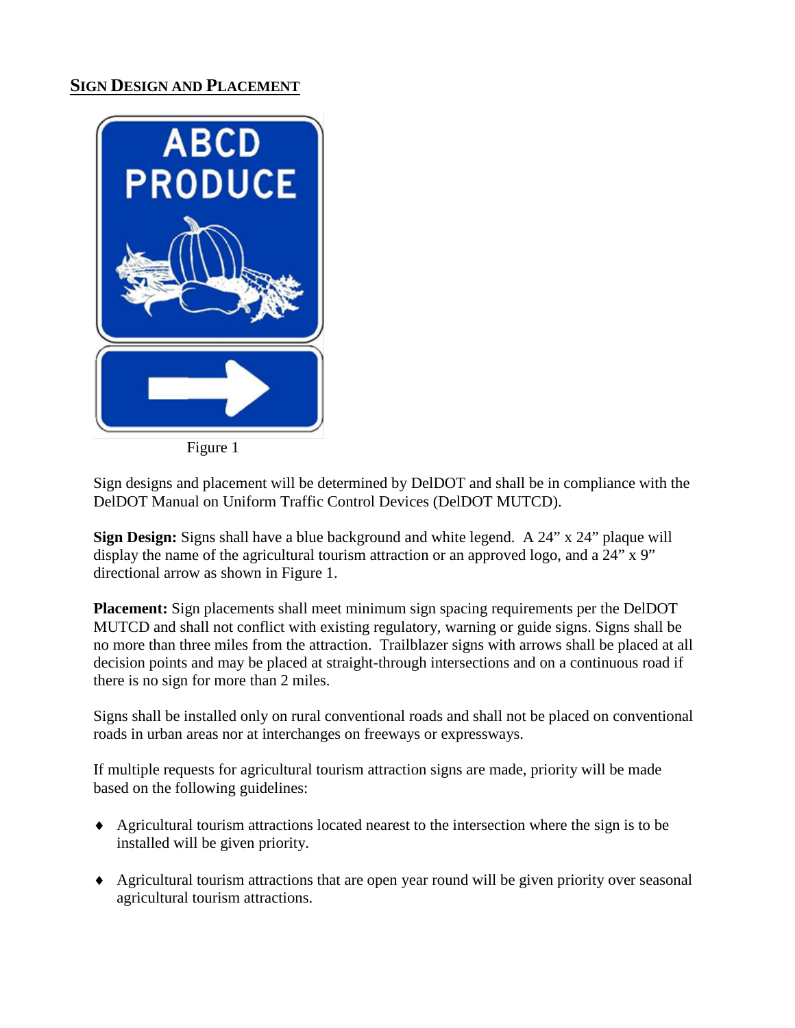## SIGN DESIGN AND PLACEMENT

Figure 1

Sign designs and placement will be determined by DelDOT and shall be in compliance with the DelDOT Manual on Uniform Traffic Control Devices (DelDOT MUTCD).

**Sign Design:** Signs shall have a blue background and white legend. A 24" x 24" plaque will display the name of the agricultural tourism attraction or an approved logo, and a 24" x 9" directional arrow as shown in Figure 1.

**Placement:** Sign placements shall meet minimum sign spacing requirements per the DelDOT MUTCD and shall not conflict with existing regulatory, warning or guide signs. Signs shall be no more than three miles from the attraction. Trailblazer signs with arrows shall be placed at all decision points and may be placed at straight-through intersections and on a continuous road if there is no sign for more than 2 miles.

Signs shall be installed only on rural conventional roads and shall not be placed on conventional roads in urban areas nor at interchanges on freeways or expressways.

If multiple requests for agricultural tourism attraction signs are made, priority will be made based on the following guidelines:

- Agricultural tourism attractions located nearest to the intersection where the sign is to be installed will be given priority.
- Agricultural tourism attractions that are open year round will be given priority over seasonal agricultural tourism attractions.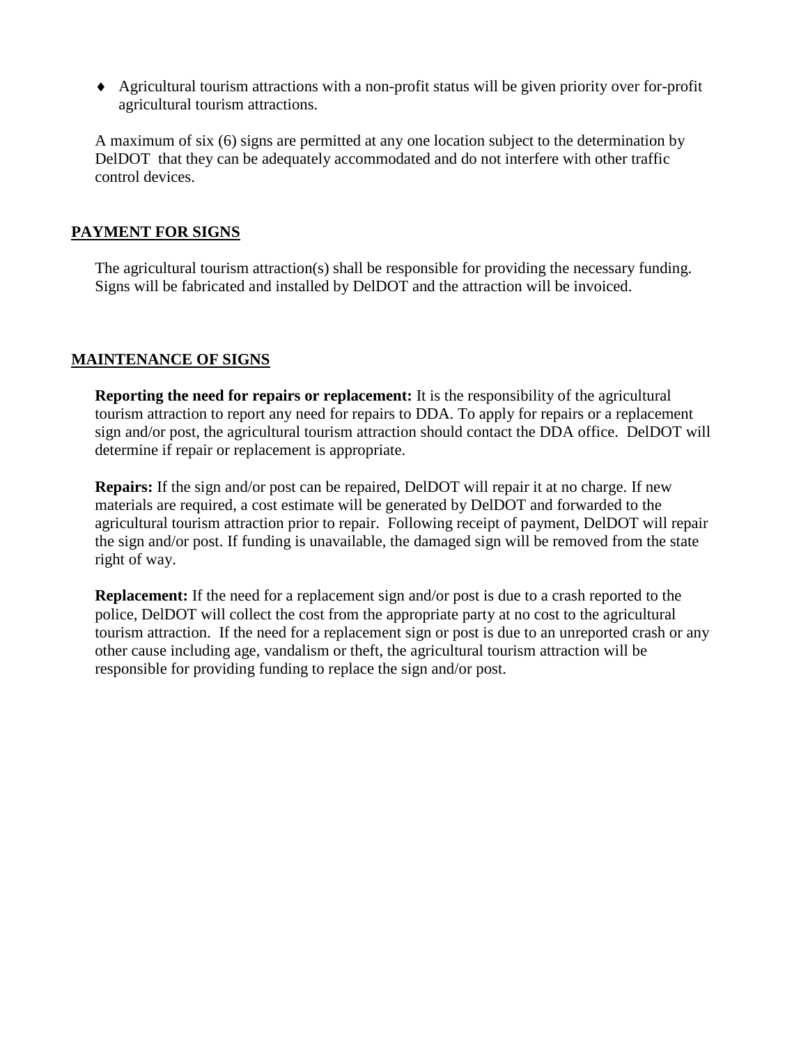- Agricultural tourism attractions with a non-profit status will be given priority over for-profit agricultural tourism attractions.

A maximum of six (6) signs are permitted at any one location subject to the determination by DelDOT that they can be adequately accommodated and do not interfere with other traffic control devices.

## PAYMENT FOR SIGNS

The agricultural tourism attraction(s) shall be responsible for providing the necessary funding. Signs will be fabricated and installed by DelDOT and the attraction will be invoiced.

## MAINTENANCE OF SIGNS

**Reporting the need for repairs or replacement:** It is the responsibility of the agricultural tourism attraction to report any need for repairs to DDA. To apply for repairs or a replacement sign and/or post, the agricultural tourism attraction should contact the DDA office. DelDOT will determine if repair or replacement is appropriate.

**Repairs:** If the sign and/or post can be repaired, DelDOT will repair it at no charge. If new materials are required, a cost estimate will be generated by DelDOT and forwarded to the agricultural tourism attraction prior to repair. Following receipt of payment, DelDOT will repair the sign and/or post. If funding is unavailable, the damaged sign will be removed from the state right of way.

**Replacement:** If the need for a replacement sign and/or post is due to a crash reported to the police, DelDOT will collect the cost from the appropriate party at no cost to the agricultural tourism attraction. If the need for a replacement sign or post is due to an unreported crash or any other cause including age, vandalism or theft, the agricultural tourism attraction will be responsible for providing funding to replace the sign and/or post.